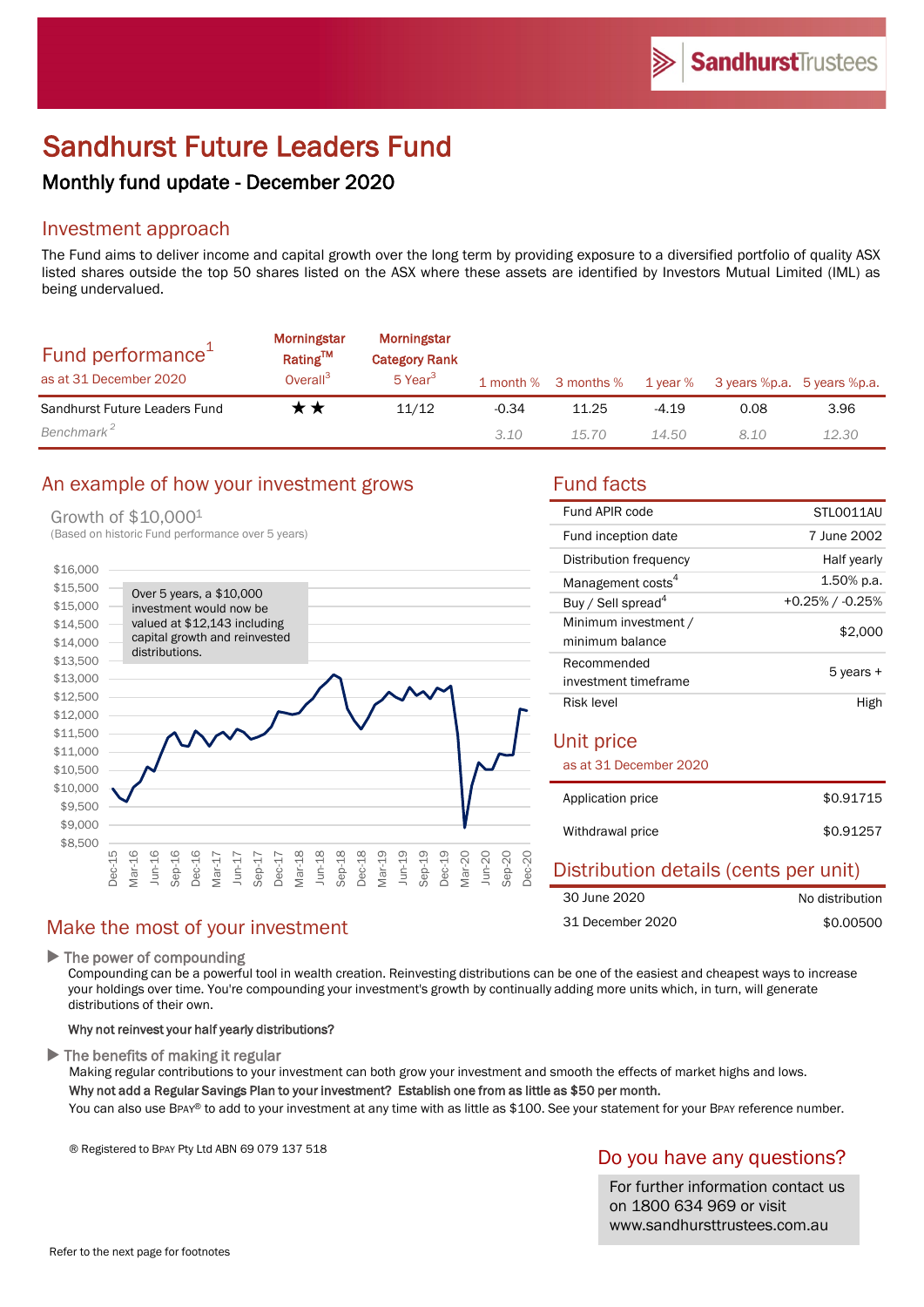# Sandhurst Future Leaders Fund

## Monthly fund update - December 2020

## Investment approach

The Fund aims to deliver income and capital growth over the long term by providing exposure to a diversified portfolio of quality ASX listed shares outside the top 50 shares listed on the ASX where these assets are identified by Investors Mutual Limited (IML) as being undervalued.

## Fund performance[1]

as at 31 December 2020

| | Morningstar Rating™ Overall[3] | Morningstar Category Rank 5 Year[3] | 1 month % | 3 months % | 1 year % | 3 years %p.a. | 5 years %p.a. |
|---|---|---|---|---|---|---|---|
| Sandhurst Future Leaders Fund | ★★ | 11/12 | -0.34 | 11.25 | -4.19 | 0.08 | 3.96 |
| *Benchmark[2]* | | | *3.10* | *15.70* | *14.50* | *8.10* | *12.30* |

## An example of how your investment grows

Growth of $10,000[1]

(Based on historic Fund performance over 5 years)

Over 5 years, a $10,000 investment would now be valued at $12,143 including capital growth and reinvested distributions.

## Fund facts

| | |
|---|---|
| Fund APIR code | STL0011AU |
| Fund inception date | 7 June 2002 |
| Distribution frequency | Half yearly |
| Management costs[4] | 1.50% p.a. |
| Buy / Sell spread[4] | +0.25% / -0.25% |
| Minimum investment / minimum balance | $2,000 |
| Recommended investment timeframe | 5 years + |
| Risk level | High |

## Unit price

as at 31 December 2020

| | |
|---|---|
| Application price | $0.91715 |
| Withdrawal price | $0.91257 |

## Distribution details (cents per unit)

| | |
|---|---|
| 30 June 2020 | No distribution |
| 31 December 2020 | $0.00500 |

## Make the most of your investment

▶ **The power of compounding**

Compounding can be a powerful tool in wealth creation. Reinvesting distributions can be one of the easiest and cheapest ways to increase your holdings over time. You're compounding your investment's growth by continually adding more units which, in turn, will generate distributions of their own.

**Why not reinvest your half yearly distributions?**

▶ **The benefits of making it regular**

Making regular contributions to your investment can both grow your investment and smooth the effects of market highs and lows.

**Why not add a Regular Savings Plan to your investment? Establish one from as little as $50 per month.**

You can also use BPAY® to add to your investment at any time with as little as $100. See your statement for your BPAY reference number.

® Registered to BPAY Pty Ltd ABN 69 079 137 518

## Do you have any questions?

For further information contact us on 1800 634 969 or visit www.sandhursttrustees.com.au

Refer to the next page for footnotes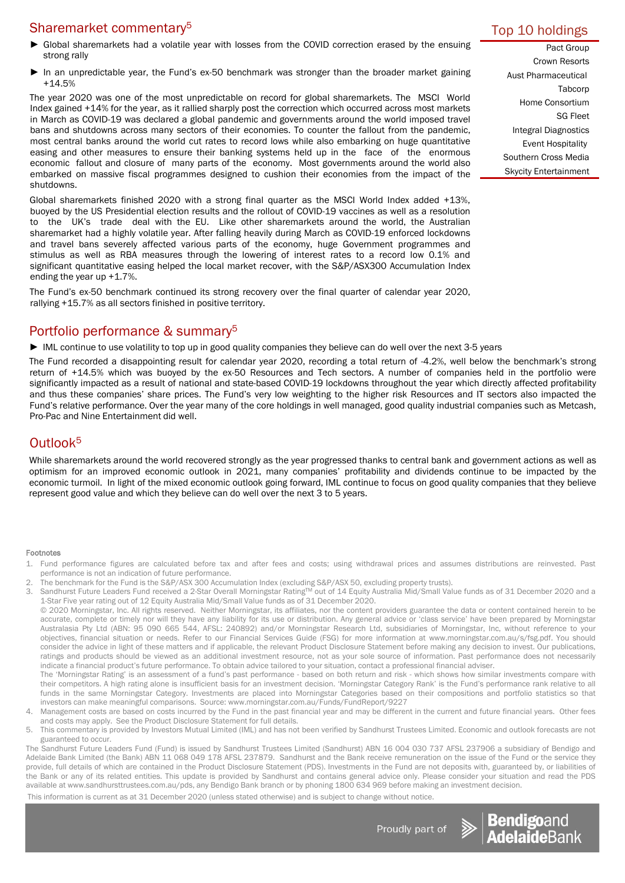## Sharemarket commentary[5]

- ► Global sharemarkets had a volatile year with losses from the COVID correction erased by the ensuing strong rally
- ► In an unpredictable year, the Fund's ex-50 benchmark was stronger than the broader market gaining +14.5%

The year 2020 was one of the most unpredictable on record for global sharemarkets. The MSCI World Index gained +14% for the year, as it rallied sharply post the correction which occurred across most markets in March as COVID-19 was declared a global pandemic and governments around the world imposed travel bans and shutdowns across many sectors of their economies. To counter the fallout from the pandemic, most central banks around the world cut rates to record lows while also embarking on huge quantitative easing and other measures to ensure their banking systems held up in the face of the enormous economic fallout and closure of many parts of the economy. Most governments around the world also embarked on massive fiscal programmes designed to cushion their economies from the impact of the shutdowns.

Global sharemarkets finished 2020 with a strong final quarter as the MSCI World Index added +13%, buoyed by the US Presidential election results and the rollout of COVID-19 vaccines as well as a resolution to the UK's trade deal with the EU. Like other sharemarkets around the world, the Australian sharemarket had a highly volatile year. After falling heavily during March as COVID-19 enforced lockdowns and travel bans severely affected various parts of the economy, huge Government programmes and stimulus as well as RBA measures through the lowering of interest rates to a record low 0.1% and significant quantitative easing helped the local market recover, with the S&P/ASX300 Accumulation Index ending the year up +1.7%.

The Fund's ex-50 benchmark continued its strong recovery over the final quarter of calendar year 2020, rallying +15.7% as all sectors finished in positive territory.

## Top 10 holdings

Pact Group
Crown Resorts
Aust Pharmaceutical
Tabcorp
Home Consortium
SG Fleet
Integral Diagnostics
Event Hospitality
Southern Cross Media
Skycity Entertainment

## Portfolio performance & summary[5]

- ► IML continue to use volatility to top up in good quality companies they believe can do well over the next 3-5 years

The Fund recorded a disappointing result for calendar year 2020, recording a total return of -4.2%, well below the benchmark's strong return of +14.5% which was buoyed by the ex-50 Resources and Tech sectors. A number of companies held in the portfolio were significantly impacted as a result of national and state-based COVID-19 lockdowns throughout the year which directly affected profitability and thus these companies' share prices. The Fund's very low weighting to the higher risk Resources and IT sectors also impacted the Fund's relative performance. Over the year many of the core holdings in well managed, good quality industrial companies such as Metcash, Pro-Pac and Nine Entertainment did well.

## Outlook[5]

While sharemarkets around the world recovered strongly as the year progressed thanks to central bank and government actions as well as optimism for an improved economic outlook in 2021, many companies' profitability and dividends continue to be impacted by the economic turmoil. In light of the mixed economic outlook going forward, IML continue to focus on good quality companies that they believe represent good value and which they believe can do well over the next 3 to 5 years.

**Footnotes**

1. Fund performance figures are calculated before tax and after fees and costs; using withdrawal prices and assumes distributions are reinvested. Past performance is not an indication of future performance.
2. The benchmark for the Fund is the S&P/ASX 300 Accumulation Index (excluding S&P/ASX 50, excluding property trusts).
3. Sandhurst Future Leaders Fund received a 2-Star Overall Morningstar Rating™ out of 14 Equity Australia Mid/Small Value funds as of 31 December 2020 and a 1-Star Five year rating out of 12 Equity Australia Mid/Small Value funds as of 31 December 2020.
   © 2020 Morningstar, Inc. All rights reserved. Neither Morningstar, its affiliates, nor the content providers guarantee the data or content contained herein to be accurate, complete or timely nor will they have any liability for its use or distribution. Any general advice or 'class service' have been prepared by Morningstar Australasia Pty Ltd (ABN: 95 090 665 544, AFSL: 240892) and/or Morningstar Research Ltd, subsidiaries of Morningstar, Inc, without reference to your objectives, financial situation or needs. Refer to our Financial Services Guide (FSG) for more information at www.morningstar.com.au/s/fsg.pdf. You should consider the advice in light of these matters and if applicable, the relevant Product Disclosure Statement before making any decision to invest. Our publications, ratings and products should be viewed as an additional investment resource, not as your sole source of information. Past performance does not necessarily indicate a financial product's future performance. To obtain advice tailored to your situation, contact a professional financial adviser.
   The 'Morningstar Rating' is an assessment of a fund's past performance - based on both return and risk - which shows how similar investments compare with their competitors. A high rating alone is insufficient basis for an investment decision. 'Morningstar Category Rank' is the Fund's performance rank relative to all funds in the same Morningstar Category. Investments are placed into Morningstar Categories based on their compositions and portfolio statistics so that investors can make meaningful comparisons. Source: www.morningstar.com.au/Funds/FundReport/9227
4. Management costs are based on costs incurred by the Fund in the past financial year and may be different in the current and future financial years. Other fees and costs may apply. See the Product Disclosure Statement for full details.
5. This commentary is provided by Investors Mutual Limited (IML) and has not been verified by Sandhurst Trustees Limited. Economic and outlook forecasts are not guaranteed to occur.

The Sandhurst Future Leaders Fund (Fund) is issued by Sandhurst Trustees Limited (Sandhurst) ABN 16 004 030 737 AFSL 237906 a subsidiary of Bendigo and Adelaide Bank Limited (the Bank) ABN 11 068 049 178 AFSL 237879. Sandhurst and the Bank receive remuneration on the issue of the Fund or the service they provide, full details of which are contained in the Product Disclosure Statement (PDS). Investments in the Fund are not deposits with, guaranteed by, or liabilities of the Bank or any of its related entities. This update is provided by Sandhurst and contains general advice only. Please consider your situation and read the PDS available at www.sandhursttrustees.com.au/pds, any Bendigo Bank branch or by phoning 1800 634 969 before making an investment decision.

This information is current as at 31 December 2020 (unless stated otherwise) and is subject to change without notice.

Proudly part of Bendigo and Adelaide Bank